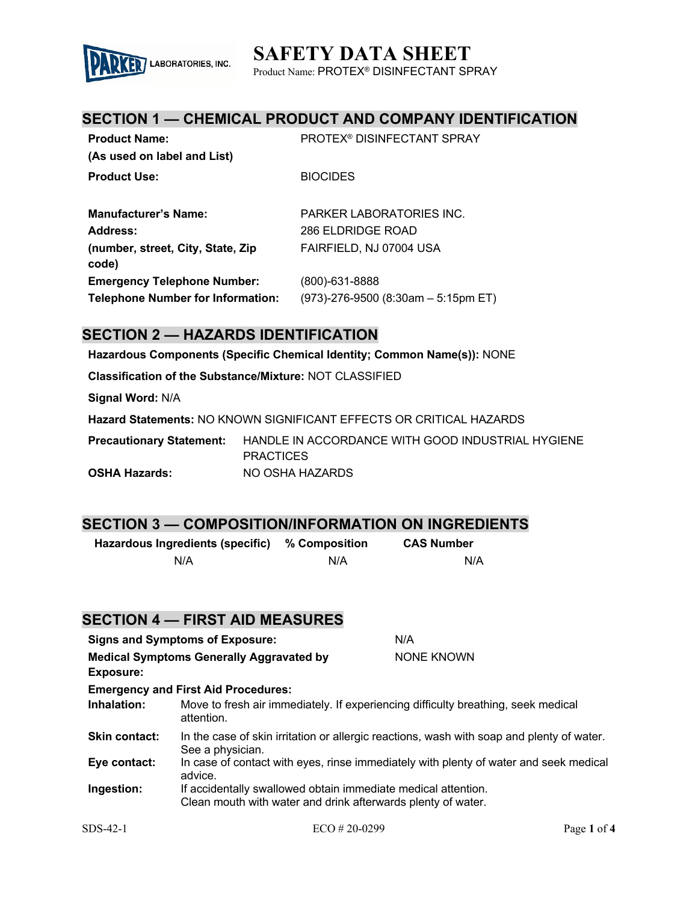# SAFETY DATA SHEET

Product Name: PROTEX® DISINFECTANT SPRAY

## SECTION 1 — CHEMICAL PRODUCT AND COMPANY IDENTIFICATION

**Product Name:**
**(As used on label and List)** PROTEX® DISINFECTANT SPRAY

**Product Use:** BIOCIDES

**Manufacturer's Name:** PARKER LABORATORIES INC.
**Address:**
**(number, street, City, State, Zip code)** 286 ELDRIDGE ROAD
FAIRFIELD, NJ 07004 USA
**Emergency Telephone Number:** (800)-631-8888
**Telephone Number for Information:** (973)-276-9500 (8:30am – 5:15pm ET)

## SECTION 2 — HAZARDS IDENTIFICATION

**Hazardous Components (Specific Chemical Identity; Common Name(s)):** NONE

**Classification of the Substance/Mixture:** NOT CLASSIFIED

**Signal Word:** N/A

**Hazard Statements:** NO KNOWN SIGNIFICANT EFFECTS OR CRITICAL HAZARDS

**Precautionary Statement:** HANDLE IN ACCORDANCE WITH GOOD INDUSTRIAL HYGIENE PRACTICES
**OSHA Hazards:** NO OSHA HAZARDS

## SECTION 3 — COMPOSITION/INFORMATION ON INGREDIENTS

| Hazardous Ingredients (specific) | % Composition | CAS Number |
| --- | --- | --- |
| N/A | N/A | N/A |

## SECTION 4 — FIRST AID MEASURES

**Signs and Symptoms of Exposure:** N/A
**Medical Symptoms Generally Aggravated by Exposure:** NONE KNOWN

**Emergency and First Aid Procedures:**

**Inhalation:** Move to fresh air immediately. If experiencing difficulty breathing, seek medical attention.

**Skin contact:** In the case of skin irritation or allergic reactions, wash with soap and plenty of water. See a physician.

**Eye contact:** In case of contact with eyes, rinse immediately with plenty of water and seek medical advice.

**Ingestion:** If accidentally swallowed obtain immediate medical attention.
Clean mouth with water and drink afterwards plenty of water.

SDS-42-1 ECO # 20-0299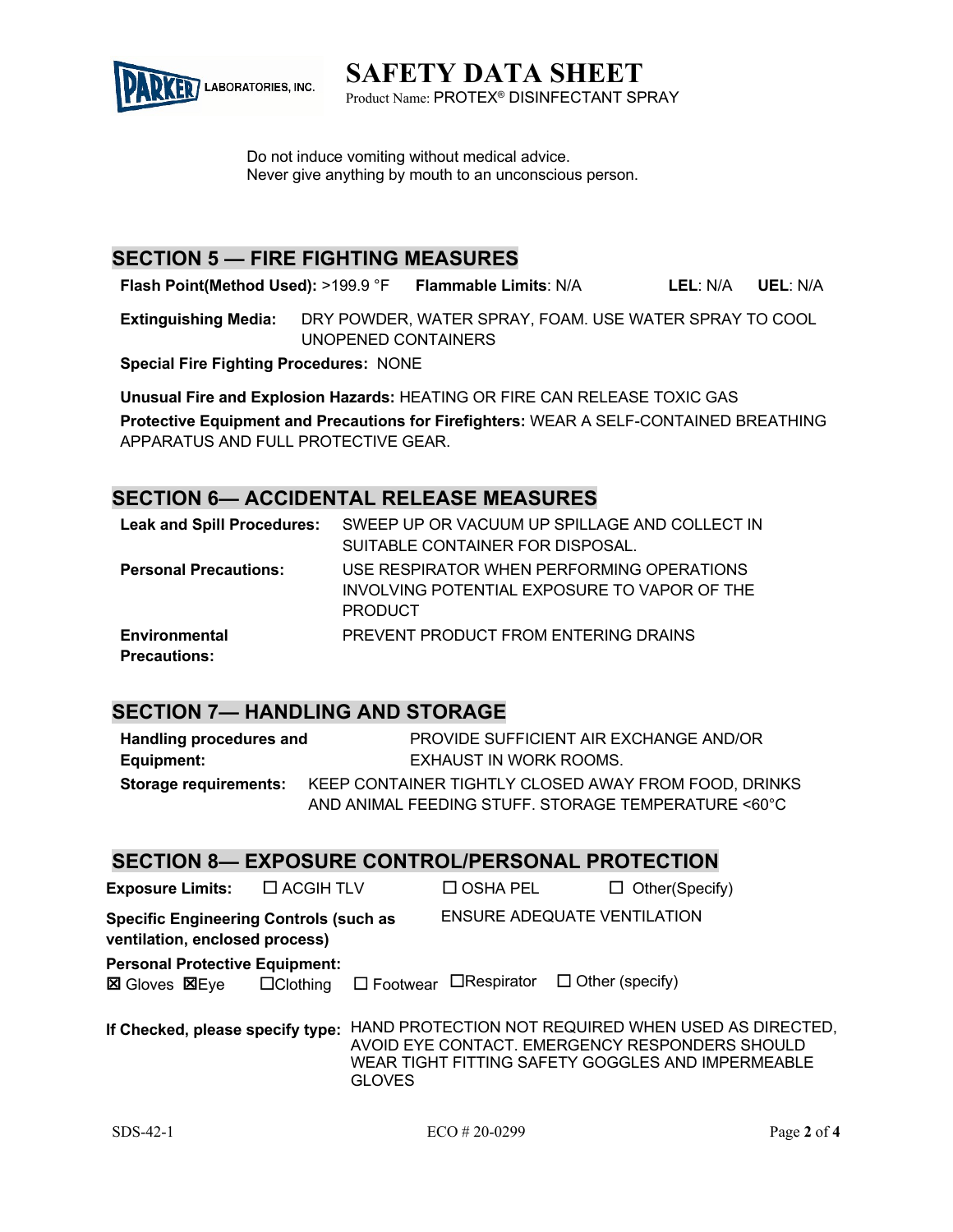Do not induce vomiting without medical advice.
Never give anything by mouth to an unconscious person.

## SECTION 5 — FIRE FIGHTING MEASURES

**Flash Point(Method Used):** >199.9 °F **Flammable Limits**: N/A **LEL**: N/A **UEL**: N/A

**Extinguishing Media:** DRY POWDER, WATER SPRAY, FOAM. USE WATER SPRAY TO COOL UNOPENED CONTAINERS

**Special Fire Fighting Procedures:** NONE

**Unusual Fire and Explosion Hazards:** HEATING OR FIRE CAN RELEASE TOXIC GAS

**Protective Equipment and Precautions for Firefighters:** WEAR A SELF-CONTAINED BREATHING APPARATUS AND FULL PROTECTIVE GEAR.

## SECTION 6— ACCIDENTAL RELEASE MEASURES

**Leak and Spill Procedures:** SWEEP UP OR VACUUM UP SPILLAGE AND COLLECT IN SUITABLE CONTAINER FOR DISPOSAL.

**Personal Precautions:** USE RESPIRATOR WHEN PERFORMING OPERATIONS INVOLVING POTENTIAL EXPOSURE TO VAPOR OF THE PRODUCT

**Environmental Precautions:** PREVENT PRODUCT FROM ENTERING DRAINS

## SECTION 7— HANDLING AND STORAGE

**Handling procedures and Equipment:** PROVIDE SUFFICIENT AIR EXCHANGE AND/OR EXHAUST IN WORK ROOMS.

**Storage requirements:** KEEP CONTAINER TIGHTLY CLOSED AWAY FROM FOOD, DRINKS AND ANIMAL FEEDING STUFF. STORAGE TEMPERATURE <60°C

## SECTION 8— EXPOSURE CONTROL/PERSONAL PROTECTION

**Exposure Limits:** ☐ ACGIH TLV ☐ OSHA PEL ☐ Other(Specify)

**Specific Engineering Controls (such as ventilation, enclosed process)** ENSURE ADEQUATE VENTILATION

**Personal Protective Equipment:**
☒ Gloves ☒ Eye ☐ Clothing ☐ Footwear ☐ Respirator ☐ Other (specify)

**If Checked, please specify type:** HAND PROTECTION NOT REQUIRED WHEN USED AS DIRECTED, AVOID EYE CONTACT. EMERGENCY RESPONDERS SHOULD WEAR TIGHT FITTING SAFETY GOGGLES AND IMPERMEABLE GLOVES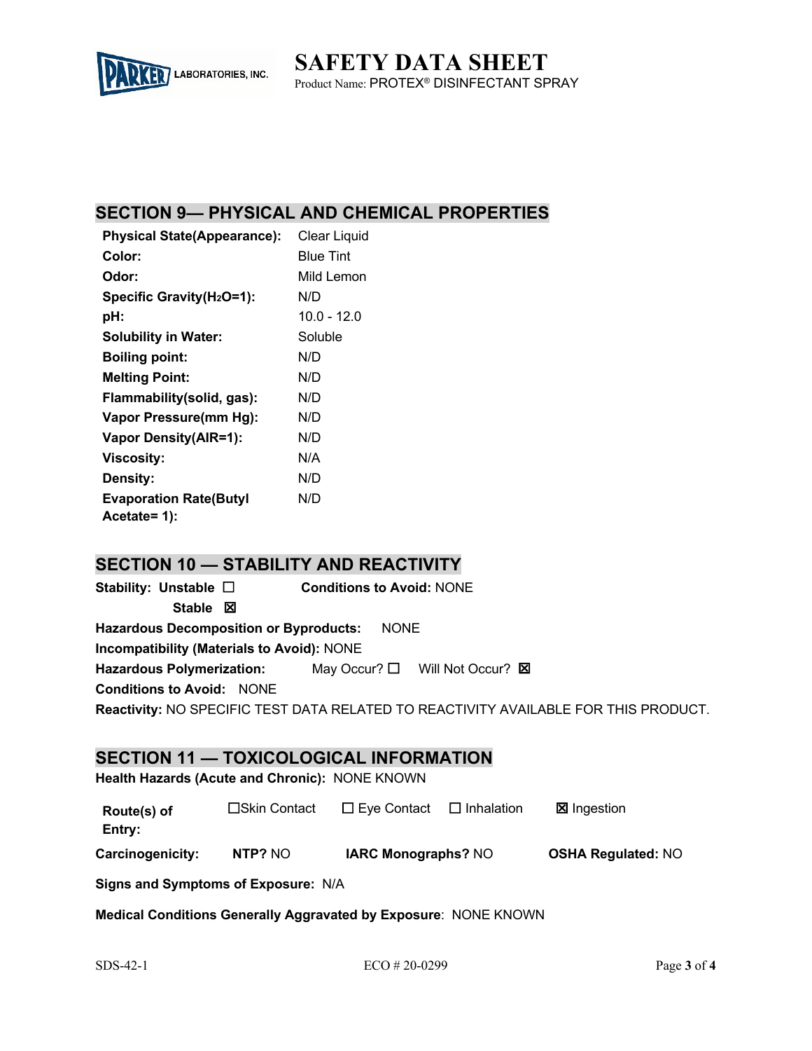## SECTION 9— PHYSICAL AND CHEMICAL PROPERTIES

| | |
|---|---|
| **Physical State(Appearance):** | Clear Liquid |
| **Color:** | Blue Tint |
| **Odor:** | Mild Lemon |
| **Specific Gravity($H_2O$=1):** | N/D |
| **pH:** | 10.0 - 12.0 |
| **Solubility in Water:** | Soluble |
| **Boiling point:** | N/D |
| **Melting Point:** | N/D |
| **Flammability(solid, gas):** | N/D |
| **Vapor Pressure(mm Hg):** | N/D |
| **Vapor Density(AIR=1):** | N/D |
| **Viscosity:** | N/A |
| **Density:** | N/D |
| **Evaporation Rate(Butyl Acetate= 1):** | N/D |

## SECTION 10 — STABILITY AND REACTIVITY

**Stability:** **Unstable** ☐ **Stable** ☒ **Conditions to Avoid:** NONE

**Hazardous Decomposition or Byproducts:** NONE

**Incompatibility (Materials to Avoid):** NONE

**Hazardous Polymerization:** May Occur? ☐ Will Not Occur? ☒

**Conditions to Avoid:** NONE

**Reactivity:** NO SPECIFIC TEST DATA RELATED TO REACTIVITY AVAILABLE FOR THIS PRODUCT.

## SECTION 11 — TOXICOLOGICAL INFORMATION

**Health Hazards (Acute and Chronic):** NONE KNOWN

**Route(s) of Entry:** ☐Skin Contact ☐ Eye Contact ☐ Inhalation ☒ Ingestion

**Carcinogenicity:** **NTP?** NO **IARC Monographs?** NO **OSHA Regulated:** NO

**Signs and Symptoms of Exposure:** N/A

**Medical Conditions Generally Aggravated by Exposure**: NONE KNOWN

SDS-42-1 ECO # 20-0299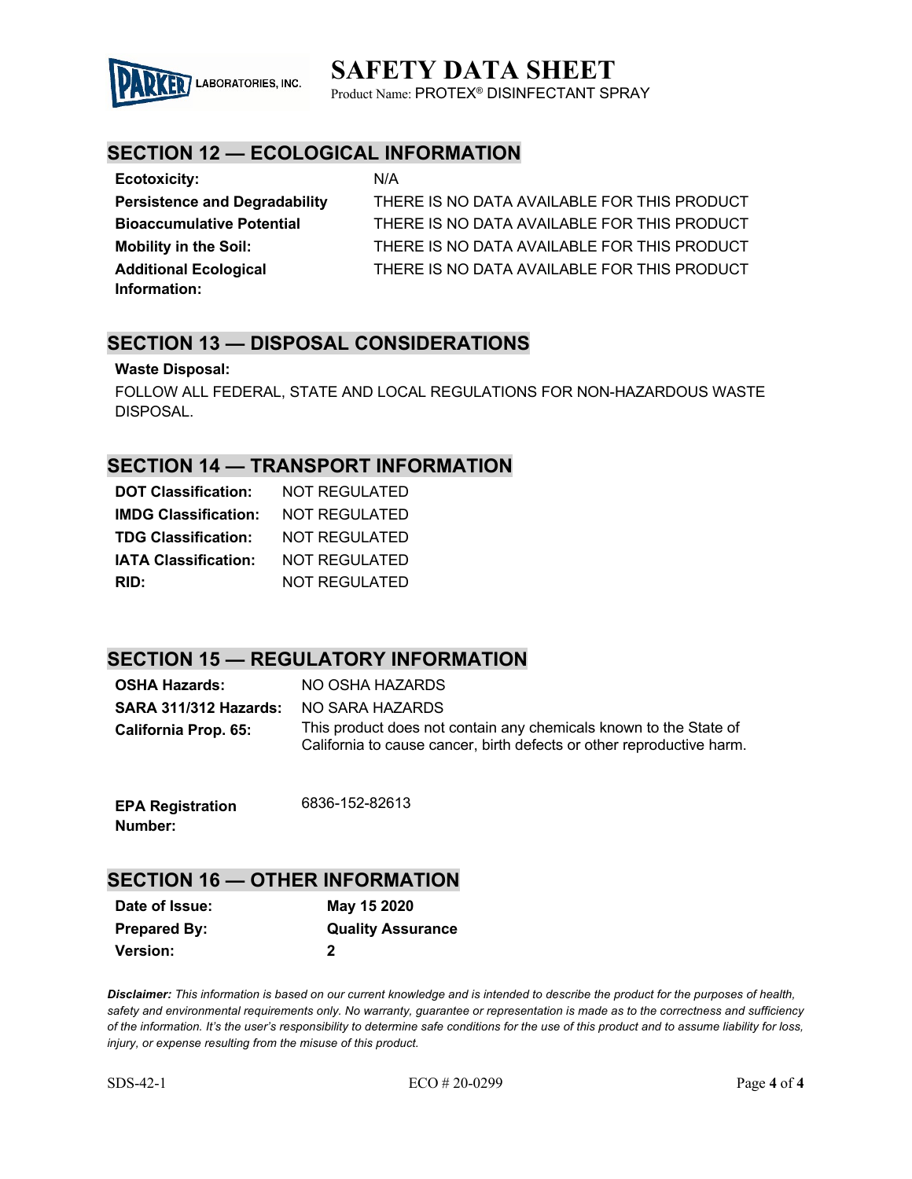## SECTION 12 — ECOLOGICAL INFORMATION

| | |
|---|---|
| **Ecotoxicity:** | N/A |
| **Persistence and Degradability** | THERE IS NO DATA AVAILABLE FOR THIS PRODUCT |
| **Bioaccumulative Potential** | THERE IS NO DATA AVAILABLE FOR THIS PRODUCT |
| **Mobility in the Soil:** | THERE IS NO DATA AVAILABLE FOR THIS PRODUCT |
| **Additional Ecological Information:** | THERE IS NO DATA AVAILABLE FOR THIS PRODUCT |

## SECTION 13 — DISPOSAL CONSIDERATIONS

**Waste Disposal:**

FOLLOW ALL FEDERAL, STATE AND LOCAL REGULATIONS FOR NON-HAZARDOUS WASTE DISPOSAL.

## SECTION 14 — TRANSPORT INFORMATION

| | |
|---|---|
| **DOT Classification:** | NOT REGULATED |
| **IMDG Classification:** | NOT REGULATED |
| **TDG Classification:** | NOT REGULATED |
| **IATA Classification:** | NOT REGULATED |
| **RID:** | NOT REGULATED |

## SECTION 15 — REGULATORY INFORMATION

| | |
|---|---|
| **OSHA Hazards:** | NO OSHA HAZARDS |
| **SARA 311/312 Hazards:** | NO SARA HAZARDS |
| **California Prop. 65:** | This product does not contain any chemicals known to the State of California to cause cancer, birth defects or other reproductive harm. |

| | |
|---|---|
| **EPA Registration Number:** | 6836-152-82613 |

## SECTION 16 — OTHER INFORMATION

| | |
|---|---|
| **Date of Issue:** | **May 15 2020** |
| **Prepared By:** | **Quality Assurance** |
| **Version:** | **2** |

***Disclaimer:*** *This information is based on our current knowledge and is intended to describe the product for the purposes of health, safety and environmental requirements only. No warranty, guarantee or representation is made as to the correctness and sufficiency of the information. It's the user's responsibility to determine safe conditions for the use of this product and to assume liability for loss, injury, or expense resulting from the misuse of this product.*

SDS-42-1 ECO # 20-0299